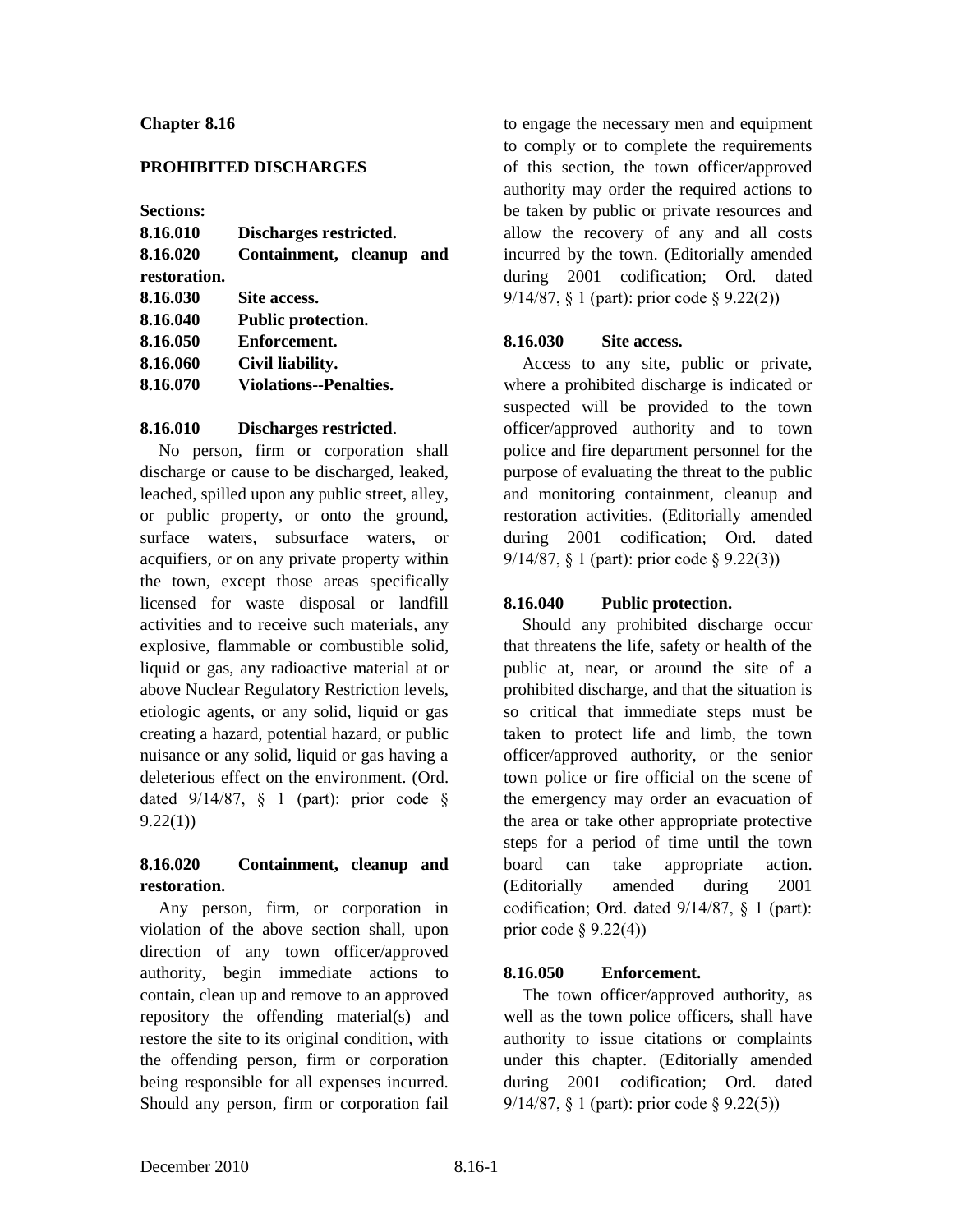# Chapter 8.16

## PROHIBITED DISCHARGES

**Sections:**

| | |
|---|---|
| **8.16.010** | **Discharges restricted.** |
| **8.16.020** | **Containment, cleanup and restoration.** |
| **8.16.030** | **Site access.** |
| **8.16.040** | **Public protection.** |
| **8.16.050** | **Enforcement.** |
| **8.16.060** | **Civil liability.** |
| **8.16.070** | **Violations--Penalties.** |

### 8.16.010 Discharges restricted.

No person, firm or corporation shall discharge or cause to be discharged, leaked, leached, spilled upon any public street, alley, or public property, or onto the ground, surface waters, subsurface waters, or acquifiers, or on any private property within the town, except those areas specifically licensed for waste disposal or landfill activities and to receive such materials, any explosive, flammable or combustible solid, liquid or gas, any radioactive material at or above Nuclear Regulatory Restriction levels, etiologic agents, or any solid, liquid or gas creating a hazard, potential hazard, or public nuisance or any solid, liquid or gas having a deleterious effect on the environment. (Ord. dated 9/14/87, § 1 (part): prior code § 9.22(1))

### 8.16.020 Containment, cleanup and restoration.

Any person, firm, or corporation in violation of the above section shall, upon direction of any town officer/approved authority, begin immediate actions to contain, clean up and remove to an approved repository the offending material(s) and restore the site to its original condition, with the offending person, firm or corporation being responsible for all expenses incurred. Should any person, firm or corporation fail to engage the necessary men and equipment to comply or to complete the requirements of this section, the town officer/approved authority may order the required actions to be taken by public or private resources and allow the recovery of any and all costs incurred by the town. (Editorially amended during 2001 codification; Ord. dated 9/14/87, § 1 (part): prior code § 9.22(2))

### 8.16.030 Site access.

Access to any site, public or private, where a prohibited discharge is indicated or suspected will be provided to the town officer/approved authority and to town police and fire department personnel for the purpose of evaluating the threat to the public and monitoring containment, cleanup and restoration activities. (Editorially amended during 2001 codification; Ord. dated 9/14/87, § 1 (part): prior code § 9.22(3))

### 8.16.040 Public protection.

Should any prohibited discharge occur that threatens the life, safety or health of the public at, near, or around the site of a prohibited discharge, and that the situation is so critical that immediate steps must be taken to protect life and limb, the town officer/approved authority, or the senior town police or fire official on the scene of the emergency may order an evacuation of the area or take other appropriate protective steps for a period of time until the town board can take appropriate action. (Editorially amended during 2001 codification; Ord. dated 9/14/87, § 1 (part): prior code § 9.22(4))

### 8.16.050 Enforcement.

The town officer/approved authority, as well as the town police officers, shall have authority to issue citations or complaints under this chapter. (Editorially amended during 2001 codification; Ord. dated 9/14/87, § 1 (part): prior code § 9.22(5))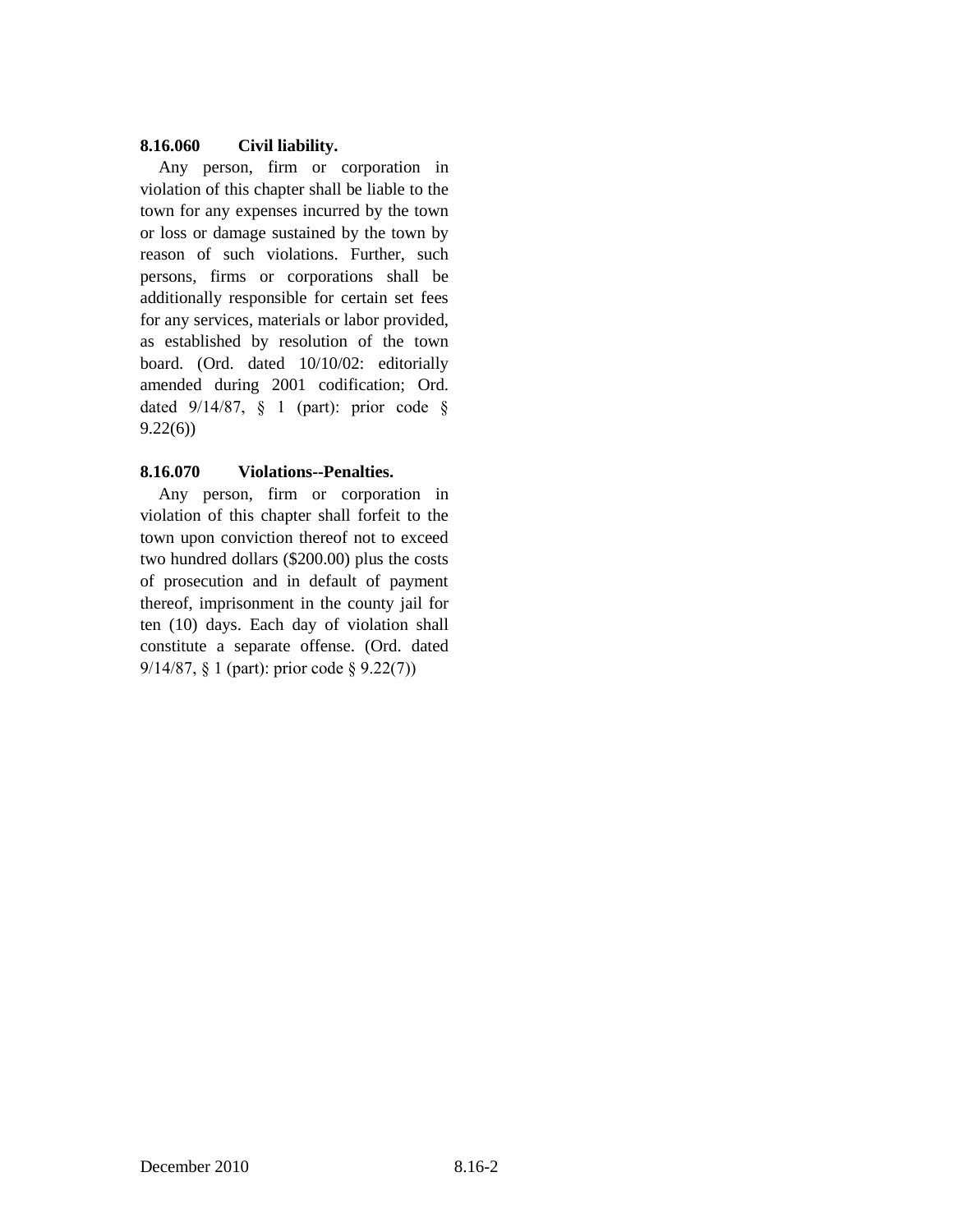**8.16.060 Civil liability.**

Any person, firm or corporation in violation of this chapter shall be liable to the town for any expenses incurred by the town or loss or damage sustained by the town by reason of such violations. Further, such persons, firms or corporations shall be additionally responsible for certain set fees for any services, materials or labor provided, as established by resolution of the town board. (Ord. dated 10/10/02: editorially amended during 2001 codification; Ord. dated 9/14/87, § 1 (part): prior code § 9.22(6))

**8.16.070 Violations--Penalties.**

Any person, firm or corporation in violation of this chapter shall forfeit to the town upon conviction thereof not to exceed two hundred dollars ($200.00) plus the costs of prosecution and in default of payment thereof, imprisonment in the county jail for ten (10) days. Each day of violation shall constitute a separate offense. (Ord. dated 9/14/87, § 1 (part): prior code § 9.22(7))